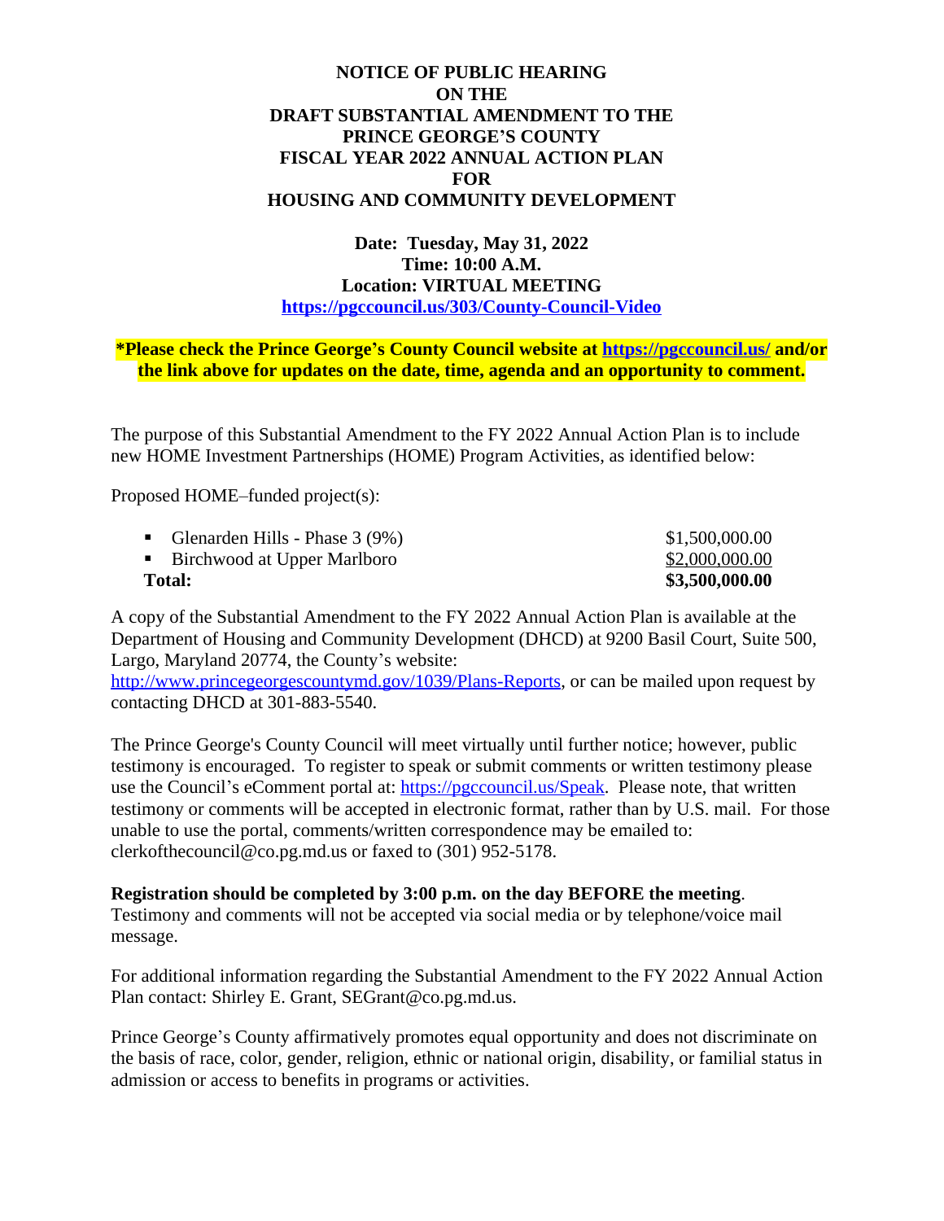# NOTICE OF PUBLIC HEARING ON THE DRAFT SUBSTANTIAL AMENDMENT TO THE PRINCE GEORGE'S COUNTY FISCAL YEAR 2022 ANNUAL ACTION PLAN FOR HOUSING AND COMMUNITY DEVELOPMENT

**Date: Tuesday, May 31, 2022**
**Time: 10:00 A.M.**
**Location: VIRTUAL MEETING**
**https://pgccouncil.us/303/County-Council-Video**

**\*Please check the Prince George's County Council website at https://pgccouncil.us/ and/or the link above for updates on the date, time, agenda and an opportunity to comment.**

The purpose of this Substantial Amendment to the FY 2022 Annual Action Plan is to include new HOME Investment Partnerships (HOME) Program Activities, as identified below:

Proposed HOME–funded project(s):

| Project | Amount |
|---|---|
| ▪ Glenarden Hills - Phase 3 (9%) | $1,500,000.00 |
| ▪ Birchwood at Upper Marlboro | $2,000,000.00 |
| **Total:** | **$3,500,000.00** |

A copy of the Substantial Amendment to the FY 2022 Annual Action Plan is available at the Department of Housing and Community Development (DHCD) at 9200 Basil Court, Suite 500, Largo, Maryland 20774, the County's website: http://www.princegeorgescountymd.gov/1039/Plans-Reports, or can be mailed upon request by contacting DHCD at 301-883-5540.

The Prince George's County Council will meet virtually until further notice; however, public testimony is encouraged. To register to speak or submit comments or written testimony please use the Council's eComment portal at: https://pgccouncil.us/Speak. Please note, that written testimony or comments will be accepted in electronic format, rather than by U.S. mail. For those unable to use the portal, comments/written correspondence may be emailed to: clerkofthecouncil@co.pg.md.us or faxed to (301) 952-5178.

**Registration should be completed by 3:00 p.m. on the day BEFORE the meeting**. Testimony and comments will not be accepted via social media or by telephone/voice mail message.

For additional information regarding the Substantial Amendment to the FY 2022 Annual Action Plan contact: Shirley E. Grant, SEGrant@co.pg.md.us.

Prince George's County affirmatively promotes equal opportunity and does not discriminate on the basis of race, color, gender, religion, ethnic or national origin, disability, or familial status in admission or access to benefits in programs or activities.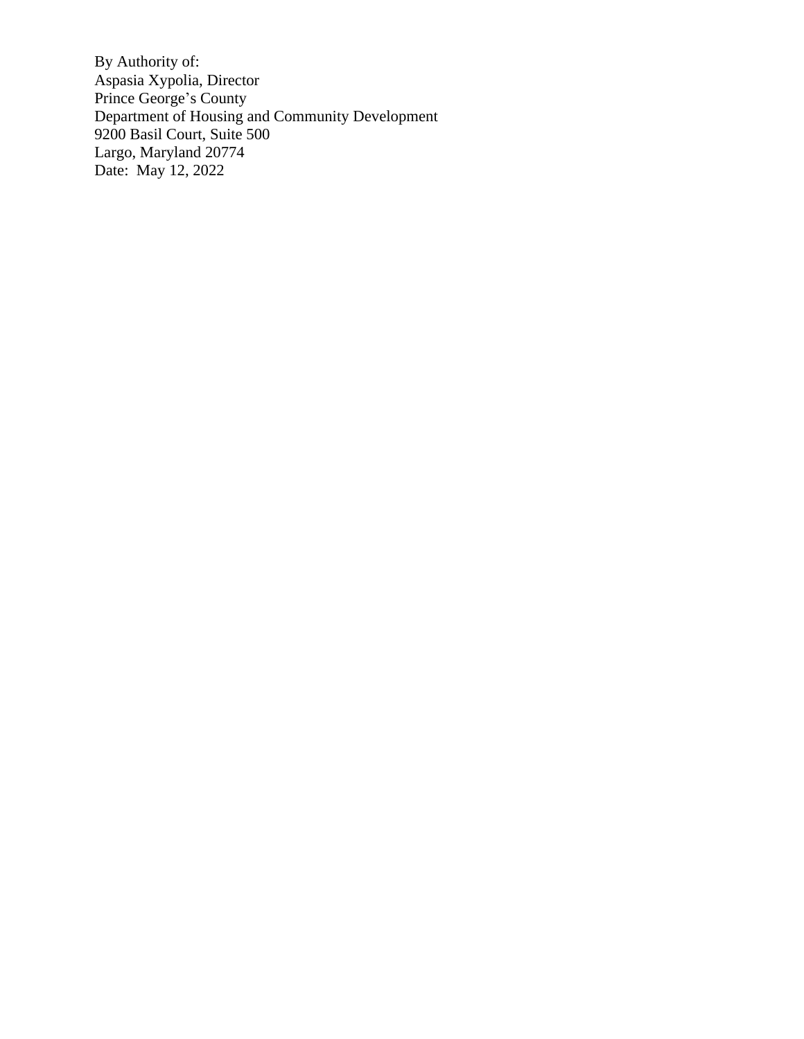By Authority of:
Aspasia Xypolia, Director
Prince George's County
Department of Housing and Community Development
9200 Basil Court, Suite 500
Largo, Maryland 20774
Date: May 12, 2022